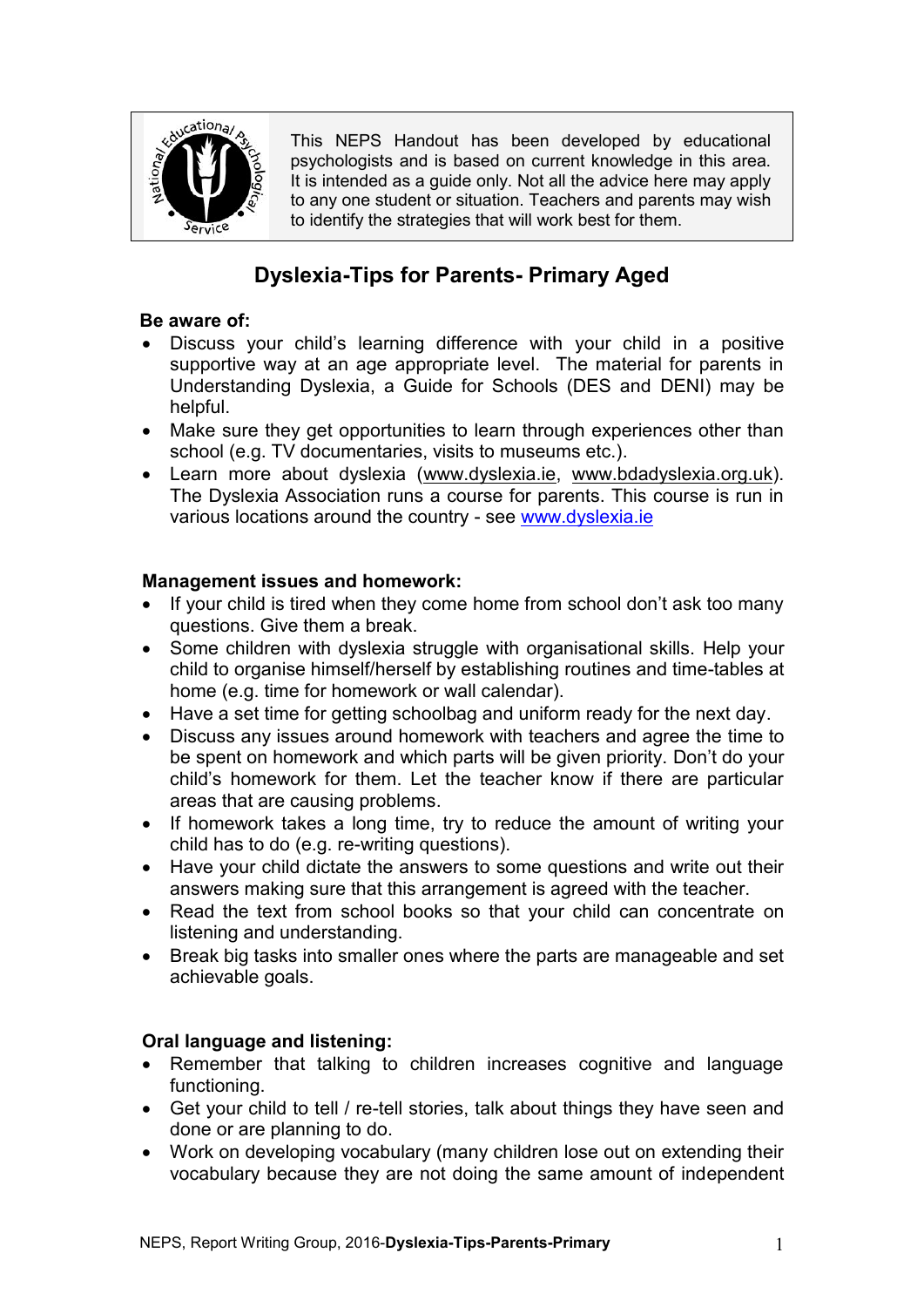This NEPS Handout has been developed by educational psychologists and is based on current knowledge in this area. It is intended as a guide only. Not all the advice here may apply to any one student or situation. Teachers and parents may wish to identify the strategies that will work best for them.

# Dyslexia-Tips for Parents- Primary Aged

**Be aware of:**

- Discuss your child's learning difference with your child in a positive supportive way at an age appropriate level. The material for parents in Understanding Dyslexia, a Guide for Schools (DES and DENI) may be helpful.
- Make sure they get opportunities to learn through experiences other than school (e.g. TV documentaries, visits to museums etc.).
- Learn more about dyslexia (www.dyslexia.ie, www.bdadyslexia.org.uk). The Dyslexia Association runs a course for parents. This course is run in various locations around the country - see www.dyslexia.ie

**Management issues and homework:**

- If your child is tired when they come home from school don't ask too many questions. Give them a break.
- Some children with dyslexia struggle with organisational skills. Help your child to organise himself/herself by establishing routines and time-tables at home (e.g. time for homework or wall calendar).
- Have a set time for getting schoolbag and uniform ready for the next day.
- Discuss any issues around homework with teachers and agree the time to be spent on homework and which parts will be given priority. Don't do your child's homework for them. Let the teacher know if there are particular areas that are causing problems.
- If homework takes a long time, try to reduce the amount of writing your child has to do (e.g. re-writing questions).
- Have your child dictate the answers to some questions and write out their answers making sure that this arrangement is agreed with the teacher.
- Read the text from school books so that your child can concentrate on listening and understanding.
- Break big tasks into smaller ones where the parts are manageable and set achievable goals.

**Oral language and listening:**

- Remember that talking to children increases cognitive and language functioning.
- Get your child to tell / re-tell stories, talk about things they have seen and done or are planning to do.
- Work on developing vocabulary (many children lose out on extending their vocabulary because they are not doing the same amount of independent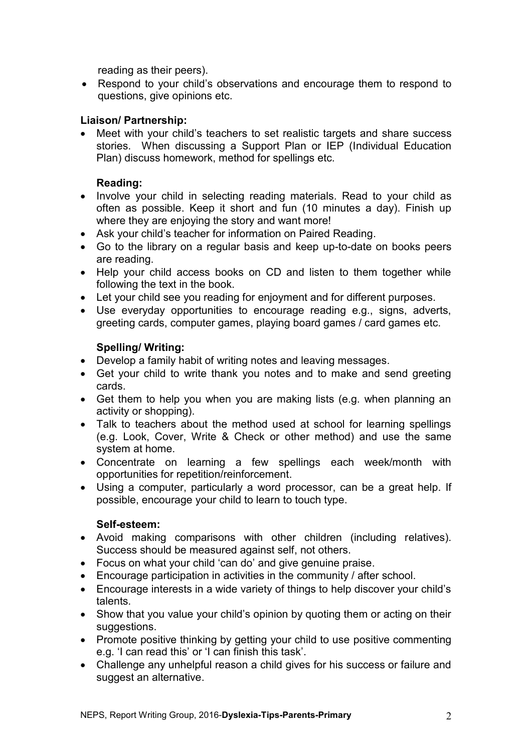reading as their peers).

- Respond to your child's observations and encourage them to respond to questions, give opinions etc.

**Liaison/ Partnership:**

- Meet with your child's teachers to set realistic targets and share success stories. When discussing a Support Plan or IEP (Individual Education Plan) discuss homework, method for spellings etc.

**Reading:**

- Involve your child in selecting reading materials. Read to your child as often as possible. Keep it short and fun (10 minutes a day). Finish up where they are enjoying the story and want more!
- Ask your child's teacher for information on Paired Reading.
- Go to the library on a regular basis and keep up-to-date on books peers are reading.
- Help your child access books on CD and listen to them together while following the text in the book.
- Let your child see you reading for enjoyment and for different purposes.
- Use everyday opportunities to encourage reading e.g., signs, adverts, greeting cards, computer games, playing board games / card games etc.

**Spelling/ Writing:**

- Develop a family habit of writing notes and leaving messages.
- Get your child to write thank you notes and to make and send greeting cards.
- Get them to help you when you are making lists (e.g. when planning an activity or shopping).
- Talk to teachers about the method used at school for learning spellings (e.g. Look, Cover, Write & Check or other method) and use the same system at home.
- Concentrate on learning a few spellings each week/month with opportunities for repetition/reinforcement.
- Using a computer, particularly a word processor, can be a great help. If possible, encourage your child to learn to touch type.

**Self-esteem:**

- Avoid making comparisons with other children (including relatives). Success should be measured against self, not others.
- Focus on what your child 'can do' and give genuine praise.
- Encourage participation in activities in the community / after school.
- Encourage interests in a wide variety of things to help discover your child's talents.
- Show that you value your child's opinion by quoting them or acting on their suggestions.
- Promote positive thinking by getting your child to use positive commenting e.g. 'I can read this' or 'I can finish this task'.
- Challenge any unhelpful reason a child gives for his success or failure and suggest an alternative.